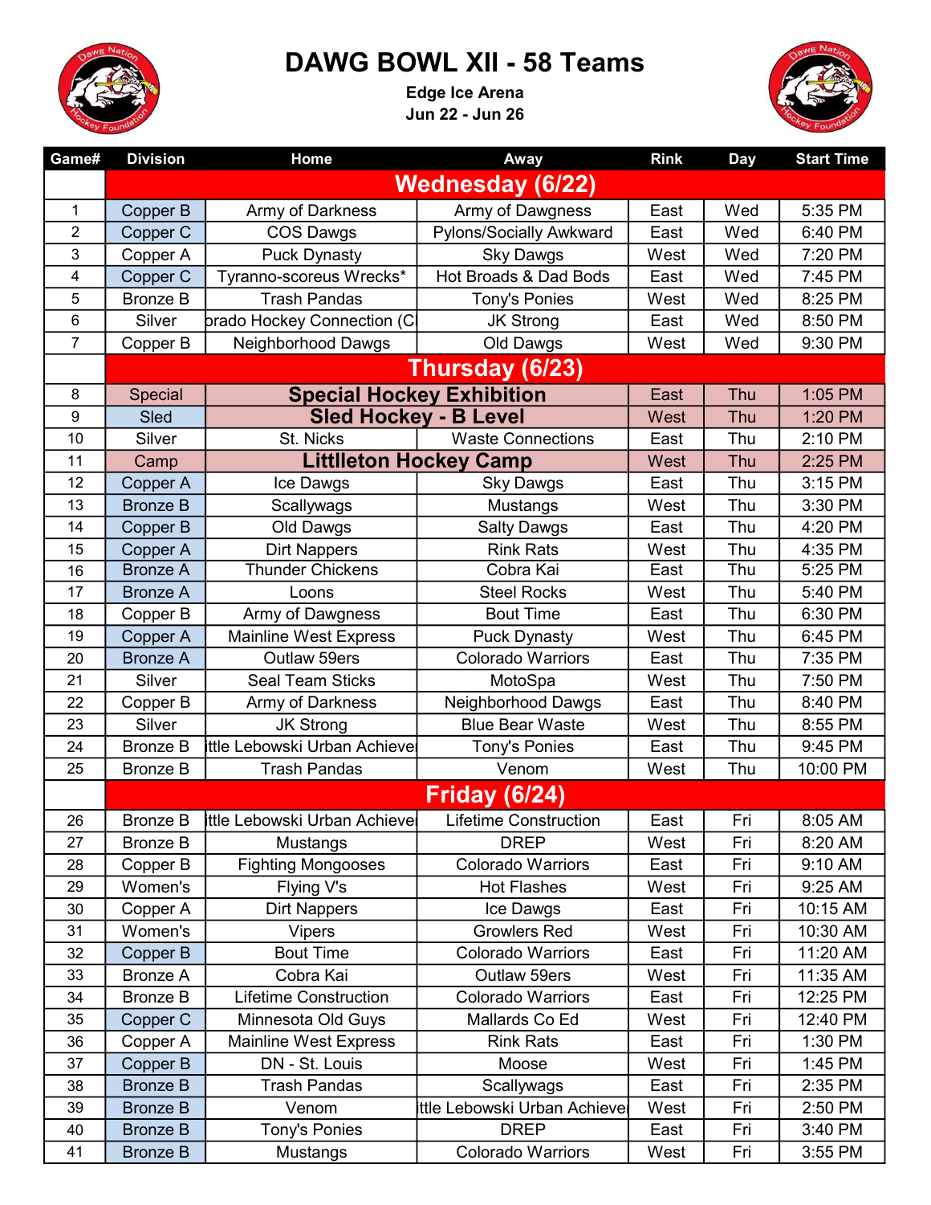# DAWG BOWL XII - 58 Teams

**Edge Ice Arena**
**Jun 22 - Jun 26**

| Game# | Division | Home | Away | Rink | Day | Start Time |
|---|---|---|---|---|---|---|
| | **Wednesday (6/22)** | | | | | |
| 1 | Copper B | Army of Darkness | Army of Dawgness | East | Wed | 5:35 PM |
| 2 | Copper C | COS Dawgs | Pylons/Socially Awkward | East | Wed | 6:40 PM |
| 3 | Copper A | Puck Dynasty | Sky Dawgs | West | Wed | 7:20 PM |
| 4 | Copper C | Tyranno-scoreus Wrecks* | Hot Broads & Dad Bods | East | Wed | 7:45 PM |
| 5 | Bronze B | Trash Pandas | Tony's Ponies | West | Wed | 8:25 PM |
| 6 | Silver | orado Hockey Connection (C | JK Strong | East | Wed | 8:50 PM |
| 7 | Copper B | Neighborhood Dawgs | Old Dawgs | West | Wed | 9:30 PM |
| | **Thursday (6/23)** | | | | | |
| 8 | Special | **Special Hockey Exhibition** | | East | Thu | 1:05 PM |
| 9 | Sled | **Sled Hockey - B Level** | | West | Thu | 1:20 PM |
| 10 | Silver | St. Nicks | Waste Connections | East | Thu | 2:10 PM |
| 11 | Camp | **Littleton Hockey Camp** | | West | Thu | 2:25 PM |
| 12 | Copper A | Ice Dawgs | Sky Dawgs | East | Thu | 3:15 PM |
| 13 | Bronze B | Scallywags | Mustangs | West | Thu | 3:30 PM |
| 14 | Copper B | Old Dawgs | Salty Dawgs | East | Thu | 4:20 PM |
| 15 | Copper A | Dirt Nappers | Rink Rats | West | Thu | 4:35 PM |
| 16 | Bronze A | Thunder Chickens | Cobra Kai | East | Thu | 5:25 PM |
| 17 | Bronze A | Loons | Steel Rocks | West | Thu | 5:40 PM |
| 18 | Copper B | Army of Dawgness | Bout Time | East | Thu | 6:30 PM |
| 19 | Copper A | Mainline West Express | Puck Dynasty | West | Thu | 6:45 PM |
| 20 | Bronze A | Outlaw 59ers | Colorado Warriors | East | Thu | 7:35 PM |
| 21 | Silver | Seal Team Sticks | MotoSpa | West | Thu | 7:50 PM |
| 22 | Copper B | Army of Darkness | Neighborhood Dawgs | East | Thu | 8:40 PM |
| 23 | Silver | JK Strong | Blue Bear Waste | West | Thu | 8:55 PM |
| 24 | Bronze B | ttle Lebowski Urban Achieve | Tony's Ponies | East | Thu | 9:45 PM |
| 25 | Bronze B | Trash Pandas | Venom | West | Thu | 10:00 PM |
| | **Friday (6/24)** | | | | | |
| 26 | Bronze B | ttle Lebowski Urban Achieve | Lifetime Construction | East | Fri | 8:05 AM |
| 27 | Bronze B | Mustangs | DREP | West | Fri | 8:20 AM |
| 28 | Copper B | Fighting Mongooses | Colorado Warriors | East | Fri | 9:10 AM |
| 29 | Women's | Flying V's | Hot Flashes | West | Fri | 9:25 AM |
| 30 | Copper A | Dirt Nappers | Ice Dawgs | East | Fri | 10:15 AM |
| 31 | Women's | Vipers | Growlers Red | West | Fri | 10:30 AM |
| 32 | Copper B | Bout Time | Colorado Warriors | East | Fri | 11:20 AM |
| 33 | Bronze A | Cobra Kai | Outlaw 59ers | West | Fri | 11:35 AM |
| 34 | Bronze B | Lifetime Construction | Colorado Warriors | East | Fri | 12:25 PM |
| 35 | Copper C | Minnesota Old Guys | Mallards Co Ed | West | Fri | 12:40 PM |
| 36 | Copper A | Mainline West Express | Rink Rats | East | Fri | 1:30 PM |
| 37 | Copper B | DN - St. Louis | Moose | West | Fri | 1:45 PM |
| 38 | Bronze B | Trash Pandas | Scallywags | East | Fri | 2:35 PM |
| 39 | Bronze B | Venom | ttle Lebowski Urban Achieve | West | Fri | 2:50 PM |
| 40 | Bronze B | Tony's Ponies | DREP | East | Fri | 3:40 PM |
| 41 | Bronze B | Mustangs | Colorado Warriors | West | Fri | 3:55 PM |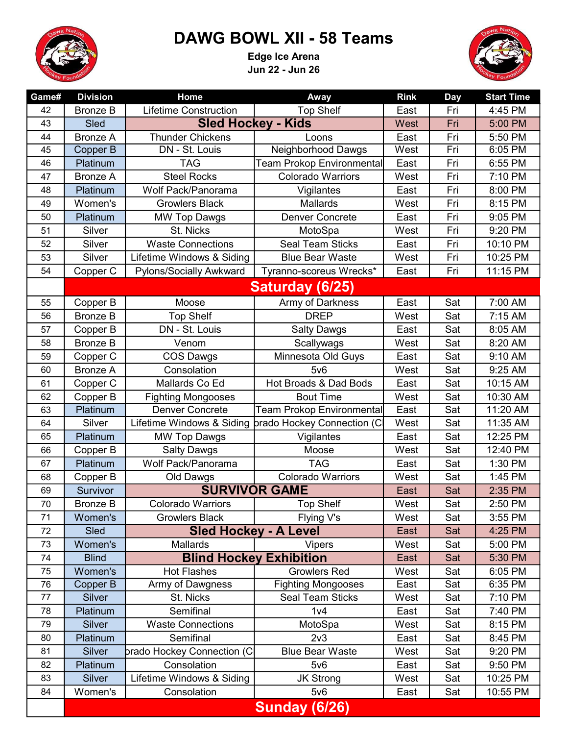# DAWG BOWL XII - 58 Teams

**Edge Ice Arena**
**Jun 22 - Jun 26**

| Game# | Division | Home | Away | Rink | Day | Start Time |
|---|---|---|---|---|---|---|
| 42 | Bronze B | Lifetime Construction | Top Shelf | East | Fri | 4:45 PM |
| 43 | Sled | **Sled Hockey - Kids** | | West | Fri | 5:00 PM |
| 44 | Bronze A | Thunder Chickens | Loons | East | Fri | 5:50 PM |
| 45 | Copper B | DN - St. Louis | Neighborhood Dawgs | West | Fri | 6:05 PM |
| 46 | Platinum | TAG | Team Prokop Environmental | East | Fri | 6:55 PM |
| 47 | Bronze A | Steel Rocks | Colorado Warriors | West | Fri | 7:10 PM |
| 48 | Platinum | Wolf Pack/Panorama | Vigilantes | East | Fri | 8:00 PM |
| 49 | Women's | Growlers Black | Mallards | West | Fri | 8:15 PM |
| 50 | Platinum | MW Top Dawgs | Denver Concrete | East | Fri | 9:05 PM |
| 51 | Silver | St. Nicks | MotoSpa | West | Fri | 9:20 PM |
| 52 | Silver | Waste Connections | Seal Team Sticks | East | Fri | 10:10 PM |
| 53 | Silver | Lifetime Windows & Siding | Blue Bear Waste | West | Fri | 10:25 PM |
| 54 | Copper C | Pylons/Socially Awkward | Tyranno-scoreus Wrecks* | East | Fri | 11:15 PM |
| | **Saturday (6/25)** | | | | | |
| 55 | Copper B | Moose | Army of Darkness | East | Sat | 7:00 AM |
| 56 | Bronze B | Top Shelf | DREP | West | Sat | 7:15 AM |
| 57 | Copper B | DN - St. Louis | Salty Dawgs | East | Sat | 8:05 AM |
| 58 | Bronze B | Venom | Scallywags | West | Sat | 8:20 AM |
| 59 | Copper C | COS Dawgs | Minnesota Old Guys | East | Sat | 9:10 AM |
| 60 | Bronze A | Consolation | 5v6 | West | Sat | 9:25 AM |
| 61 | Copper C | Mallards Co Ed | Hot Broads & Dad Bods | East | Sat | 10:15 AM |
| 62 | Copper B | Fighting Mongooses | Bout Time | West | Sat | 10:30 AM |
| 63 | Platinum | Denver Concrete | Team Prokop Environmental | East | Sat | 11:20 AM |
| 64 | Silver | Lifetime Windows & Siding | orado Hockey Connection (C | West | Sat | 11:35 AM |
| 65 | Platinum | MW Top Dawgs | Vigilantes | East | Sat | 12:25 PM |
| 66 | Copper B | Salty Dawgs | Moose | West | Sat | 12:40 PM |
| 67 | Platinum | Wolf Pack/Panorama | TAG | East | Sat | 1:30 PM |
| 68 | Copper B | Old Dawgs | Colorado Warriors | West | Sat | 1:45 PM |
| 69 | Survivor | **SURVIVOR GAME** | | East | Sat | 2:35 PM |
| 70 | Bronze B | Colorado Warriors | Top Shelf | West | Sat | 2:50 PM |
| 71 | Women's | Growlers Black | Flying V's | West | Sat | 3:55 PM |
| 72 | Sled | **Sled Hockey - A Level** | | East | Sat | 4:25 PM |
| 73 | Women's | Mallards | Vipers | West | Sat | 5:00 PM |
| 74 | Blind | **Blind Hockey Exhibition** | | East | Sat | 5:30 PM |
| 75 | Women's | Hot Flashes | Growlers Red | West | Sat | 6:05 PM |
| 76 | Copper B | Army of Dawgness | Fighting Mongooses | East | Sat | 6:35 PM |
| 77 | Silver | St. Nicks | Seal Team Sticks | West | Sat | 7:10 PM |
| 78 | Platinum | Semifinal | 1v4 | East | Sat | 7:40 PM |
| 79 | Silver | Waste Connections | MotoSpa | West | Sat | 8:15 PM |
| 80 | Platinum | Semifinal | 2v3 | East | Sat | 8:45 PM |
| 81 | Silver | orado Hockey Connection (C | Blue Bear Waste | West | Sat | 9:20 PM |
| 82 | Platinum | Consolation | 5v6 | East | Sat | 9:50 PM |
| 83 | Silver | Lifetime Windows & Siding | JK Strong | West | Sat | 10:25 PM |
| 84 | Women's | Consolation | 5v6 | East | Sat | 10:55 PM |
| | **Sunday (6/26)** | | | | | |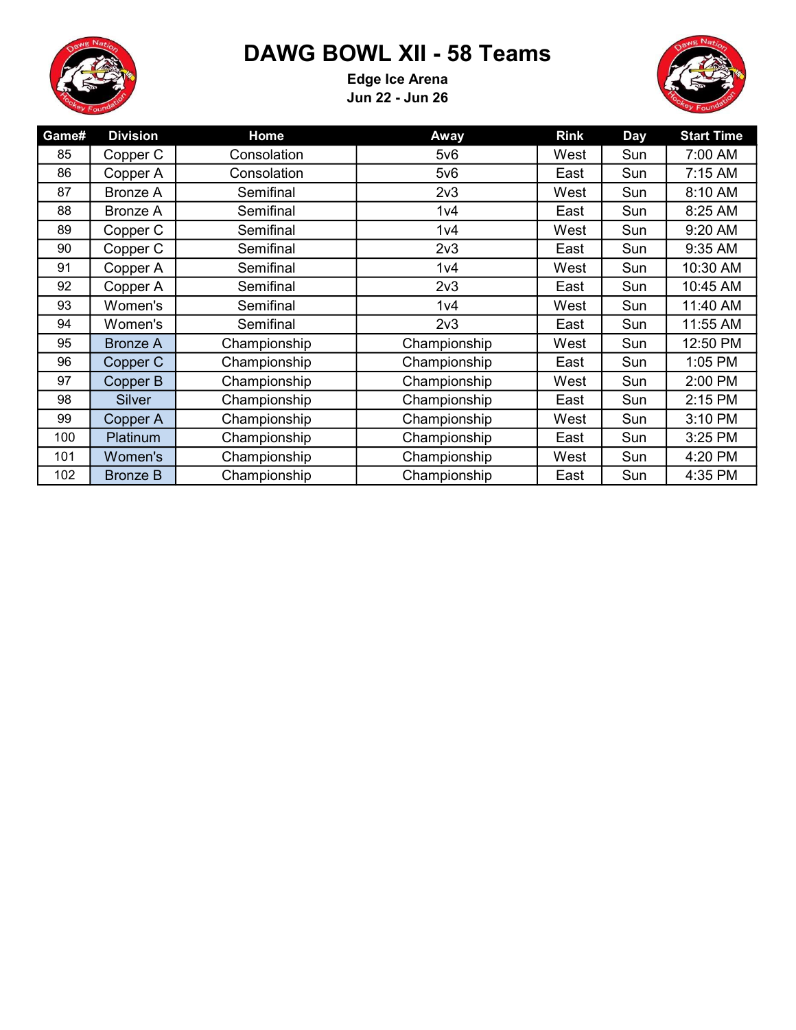# DAWG BOWL XII - 58 Teams

**Edge Ice Arena**
**Jun 22 - Jun 26**

| Game# | Division | Home | Away | Rink | Day | Start Time |
|---|---|---|---|---|---|---|
| 85 | Copper C | Consolation | 5v6 | West | Sun | 7:00 AM |
| 86 | Copper A | Consolation | 5v6 | East | Sun | 7:15 AM |
| 87 | Bronze A | Semifinal | 2v3 | West | Sun | 8:10 AM |
| 88 | Bronze A | Semifinal | 1v4 | East | Sun | 8:25 AM |
| 89 | Copper C | Semifinal | 1v4 | West | Sun | 9:20 AM |
| 90 | Copper C | Semifinal | 2v3 | East | Sun | 9:35 AM |
| 91 | Copper A | Semifinal | 1v4 | West | Sun | 10:30 AM |
| 92 | Copper A | Semifinal | 2v3 | East | Sun | 10:45 AM |
| 93 | Women's | Semifinal | 1v4 | West | Sun | 11:40 AM |
| 94 | Women's | Semifinal | 2v3 | East | Sun | 11:55 AM |
| 95 | Bronze A | Championship | Championship | West | Sun | 12:50 PM |
| 96 | Copper C | Championship | Championship | East | Sun | 1:05 PM |
| 97 | Copper B | Championship | Championship | West | Sun | 2:00 PM |
| 98 | Silver | Championship | Championship | East | Sun | 2:15 PM |
| 99 | Copper A | Championship | Championship | West | Sun | 3:10 PM |
| 100 | Platinum | Championship | Championship | East | Sun | 3:25 PM |
| 101 | Women's | Championship | Championship | West | Sun | 4:20 PM |
| 102 | Bronze B | Championship | Championship | East | Sun | 4:35 PM |